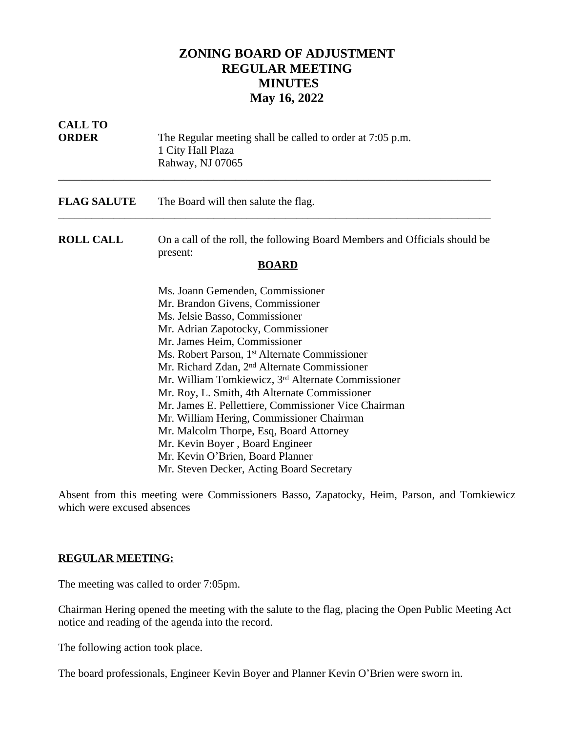# ZONING BOARD OF ADJUSTMENT
# REGULAR MEETING
# MINUTES
# May 16, 2022

**CALL TO ORDER**

The Regular meeting shall be called to order at 7:05 p.m.
1 City Hall Plaza
Rahway, NJ 07065

---

**FLAG SALUTE**

The Board will then salute the flag.

---

**ROLL CALL**

On a call of the roll, the following Board Members and Officials should be present:

**BOARD**

Ms. Joann Gemenden, Commissioner
Mr. Brandon Givens, Commissioner
Ms. Jelsie Basso, Commissioner
Mr. Adrian Zapotocky, Commissioner
Mr. James Heim, Commissioner
Ms. Robert Parson, 1st Alternate Commissioner
Mr. Richard Zdan, 2nd Alternate Commissioner
Mr. William Tomkiewicz, 3rd Alternate Commissioner
Mr. Roy, L. Smith, 4th Alternate Commissioner
Mr. James E. Pellettiere, Commissioner Vice Chairman
Mr. William Hering, Commissioner Chairman
Mr. Malcolm Thorpe, Esq, Board Attorney
Mr. Kevin Boyer , Board Engineer
Mr. Kevin O'Brien, Board Planner
Mr. Steven Decker, Acting Board Secretary

Absent from this meeting were Commissioners Basso, Zapatocky, Heim, Parson, and Tomkiewicz which were excused absences

**REGULAR MEETING:**

The meeting was called to order 7:05pm.

Chairman Hering opened the meeting with the salute to the flag, placing the Open Public Meeting Act notice and reading of the agenda into the record.

The following action took place.

The board professionals, Engineer Kevin Boyer and Planner Kevin O'Brien were sworn in.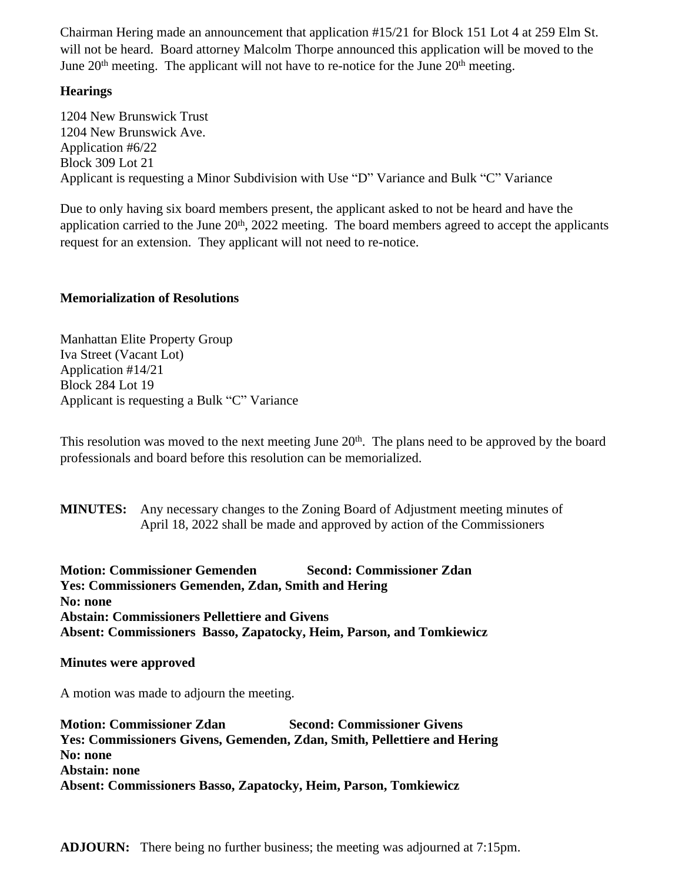Chairman Hering made an announcement that application #15/21 for Block 151 Lot 4 at 259 Elm St. will not be heard. Board attorney Malcolm Thorpe announced this application will be moved to the June 20th meeting. The applicant will not have to re-notice for the June 20th meeting.

**Hearings**

1204 New Brunswick Trust
1204 New Brunswick Ave.
Application #6/22
Block 309 Lot 21
Applicant is requesting a Minor Subdivision with Use "D" Variance and Bulk "C" Variance

Due to only having six board members present, the applicant asked to not be heard and have the application carried to the June 20th, 2022 meeting. The board members agreed to accept the applicants request for an extension. They applicant will not need to re-notice.

**Memorialization of Resolutions**

Manhattan Elite Property Group
Iva Street (Vacant Lot)
Application #14/21
Block 284 Lot 19
Applicant is requesting a Bulk "C" Variance

This resolution was moved to the next meeting June 20th. The plans need to be approved by the board professionals and board before this resolution can be memorialized.

**MINUTES:** Any necessary changes to the Zoning Board of Adjustment meeting minutes of April 18, 2022 shall be made and approved by action of the Commissioners

**Motion: Commissioner Gemenden Second: Commissioner Zdan**
**Yes: Commissioners Gemenden, Zdan, Smith and Hering**
**No: none**
**Abstain: Commissioners Pellettiere and Givens**
**Absent: Commissioners Basso, Zapatocky, Heim, Parson, and Tomkiewicz**

**Minutes were approved**

A motion was made to adjourn the meeting.

**Motion: Commissioner Zdan Second: Commissioner Givens**
**Yes: Commissioners Givens, Gemenden, Zdan, Smith, Pellettiere and Hering**
**No: none**
**Abstain: none**
**Absent: Commissioners Basso, Zapatocky, Heim, Parson, Tomkiewicz**

**ADJOURN:** There being no further business; the meeting was adjourned at 7:15pm.